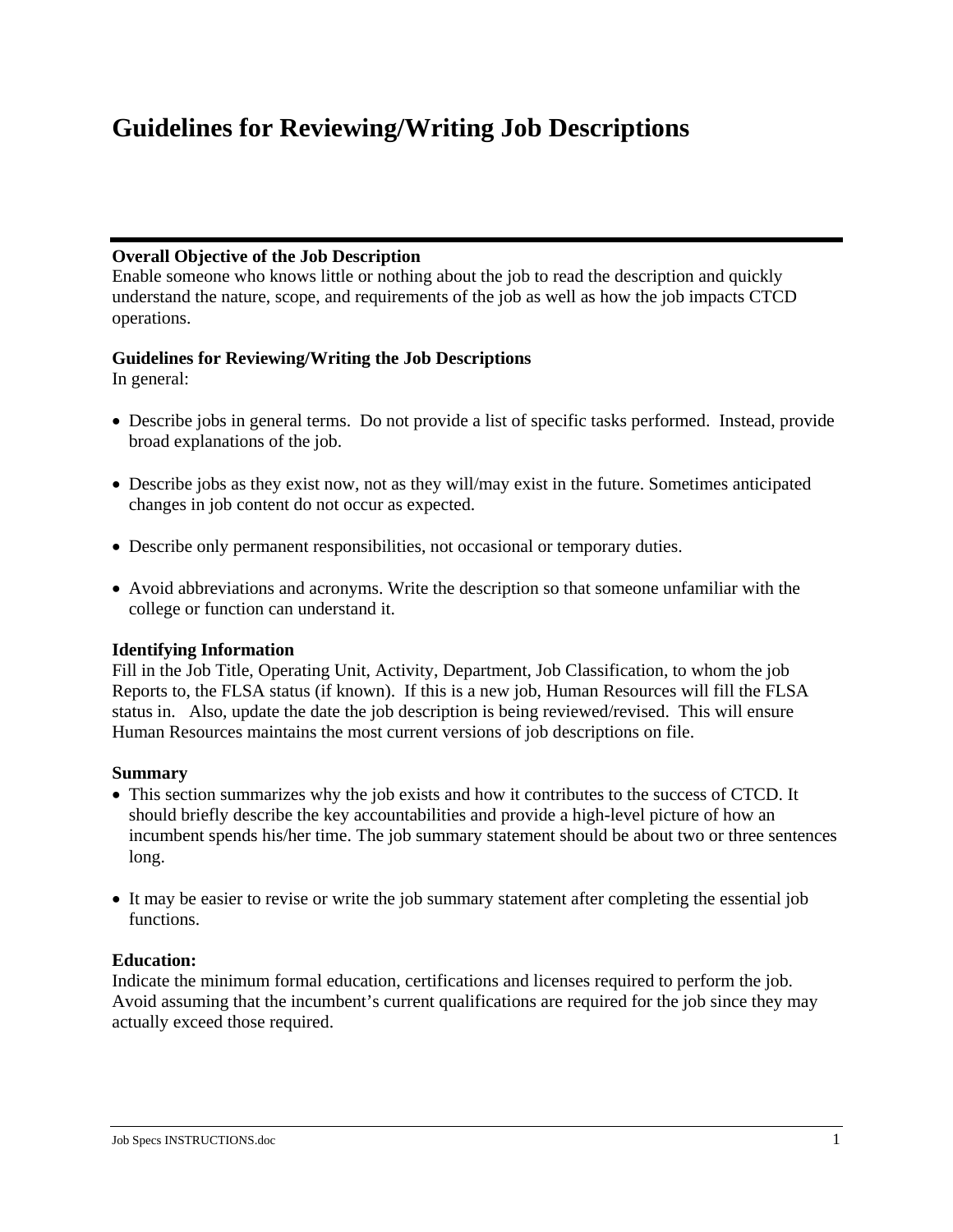# Guidelines for Reviewing/Writing Job Descriptions

**Overall Objective of the Job Description**

Enable someone who knows little or nothing about the job to read the description and quickly understand the nature, scope, and requirements of the job as well as how the job impacts CTCD operations.

**Guidelines for Reviewing/Writing the Job Descriptions**

In general:

- Describe jobs in general terms. Do not provide a list of specific tasks performed. Instead, provide broad explanations of the job.
- Describe jobs as they exist now, not as they will/may exist in the future. Sometimes anticipated changes in job content do not occur as expected.
- Describe only permanent responsibilities, not occasional or temporary duties.
- Avoid abbreviations and acronyms. Write the description so that someone unfamiliar with the college or function can understand it.

**Identifying Information**

Fill in the Job Title, Operating Unit, Activity, Department, Job Classification, to whom the job Reports to, the FLSA status (if known). If this is a new job, Human Resources will fill the FLSA status in. Also, update the date the job description is being reviewed/revised. This will ensure Human Resources maintains the most current versions of job descriptions on file.

**Summary**

- This section summarizes why the job exists and how it contributes to the success of CTCD. It should briefly describe the key accountabilities and provide a high-level picture of how an incumbent spends his/her time. The job summary statement should be about two or three sentences long.
- It may be easier to revise or write the job summary statement after completing the essential job functions.

**Education:**

Indicate the minimum formal education, certifications and licenses required to perform the job. Avoid assuming that the incumbent's current qualifications are required for the job since they may actually exceed those required.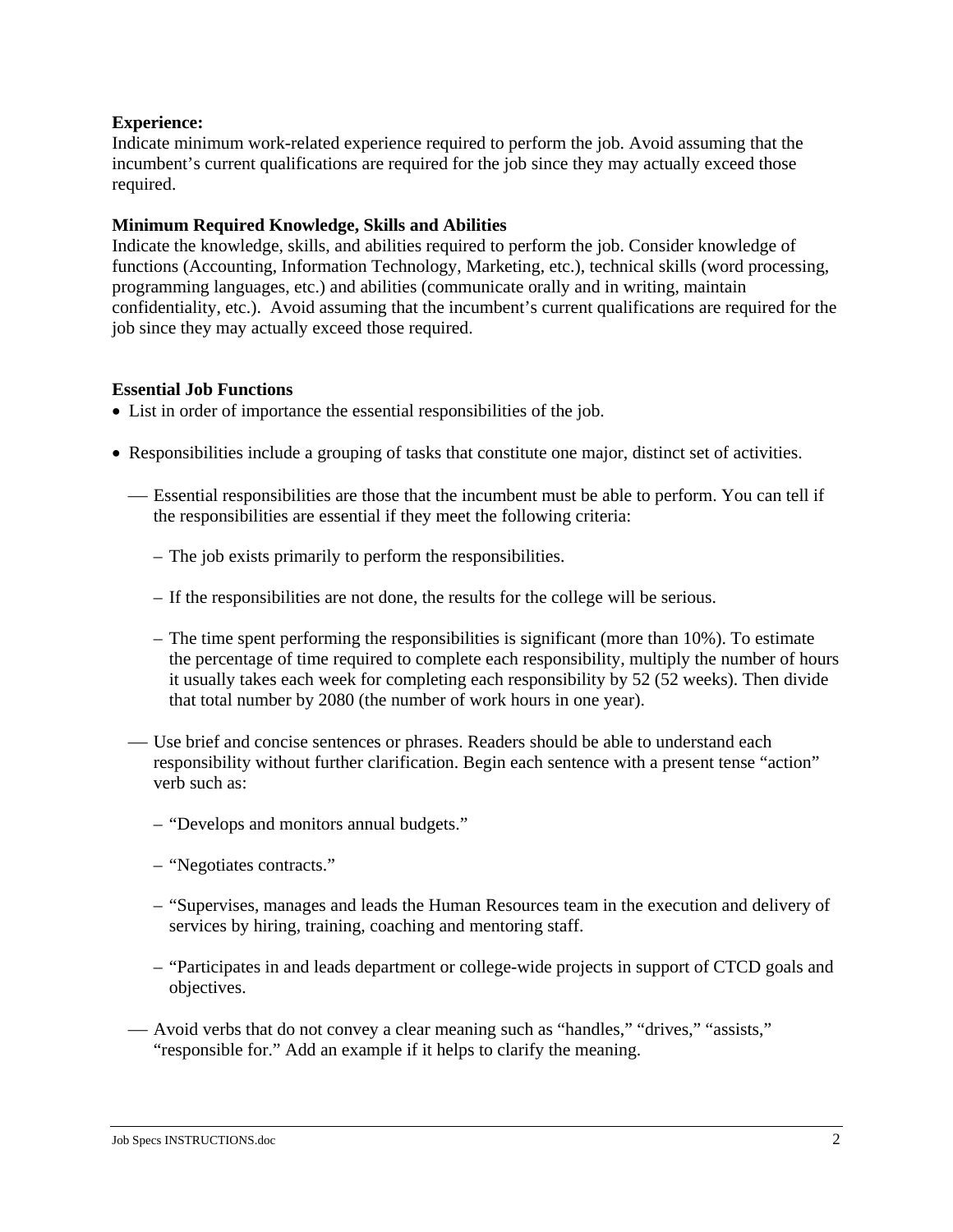**Experience:**
Indicate minimum work-related experience required to perform the job. Avoid assuming that the incumbent's current qualifications are required for the job since they may actually exceed those required.

**Minimum Required Knowledge, Skills and Abilities**
Indicate the knowledge, skills, and abilities required to perform the job. Consider knowledge of functions (Accounting, Information Technology, Marketing, etc.), technical skills (word processing, programming languages, etc.) and abilities (communicate orally and in writing, maintain confidentiality, etc.). Avoid assuming that the incumbent's current qualifications are required for the job since they may actually exceed those required.

**Essential Job Functions**

- List in order of importance the essential responsibilities of the job.
- Responsibilities include a grouping of tasks that constitute one major, distinct set of activities.
  - Essential responsibilities are those that the incumbent must be able to perform. You can tell if the responsibilities are essential if they meet the following criteria:
    - The job exists primarily to perform the responsibilities.
    - If the responsibilities are not done, the results for the college will be serious.
    - The time spent performing the responsibilities is significant (more than 10%). To estimate the percentage of time required to complete each responsibility, multiply the number of hours it usually takes each week for completing each responsibility by 52 (52 weeks). Then divide that total number by 2080 (the number of work hours in one year).
  - Use brief and concise sentences or phrases. Readers should be able to understand each responsibility without further clarification. Begin each sentence with a present tense "action" verb such as:
    - "Develops and monitors annual budgets."
    - "Negotiates contracts."
    - "Supervises, manages and leads the Human Resources team in the execution and delivery of services by hiring, training, coaching and mentoring staff.
    - "Participates in and leads department or college-wide projects in support of CTCD goals and objectives.
  - Avoid verbs that do not convey a clear meaning such as "handles," "drives," "assists," "responsible for." Add an example if it helps to clarify the meaning.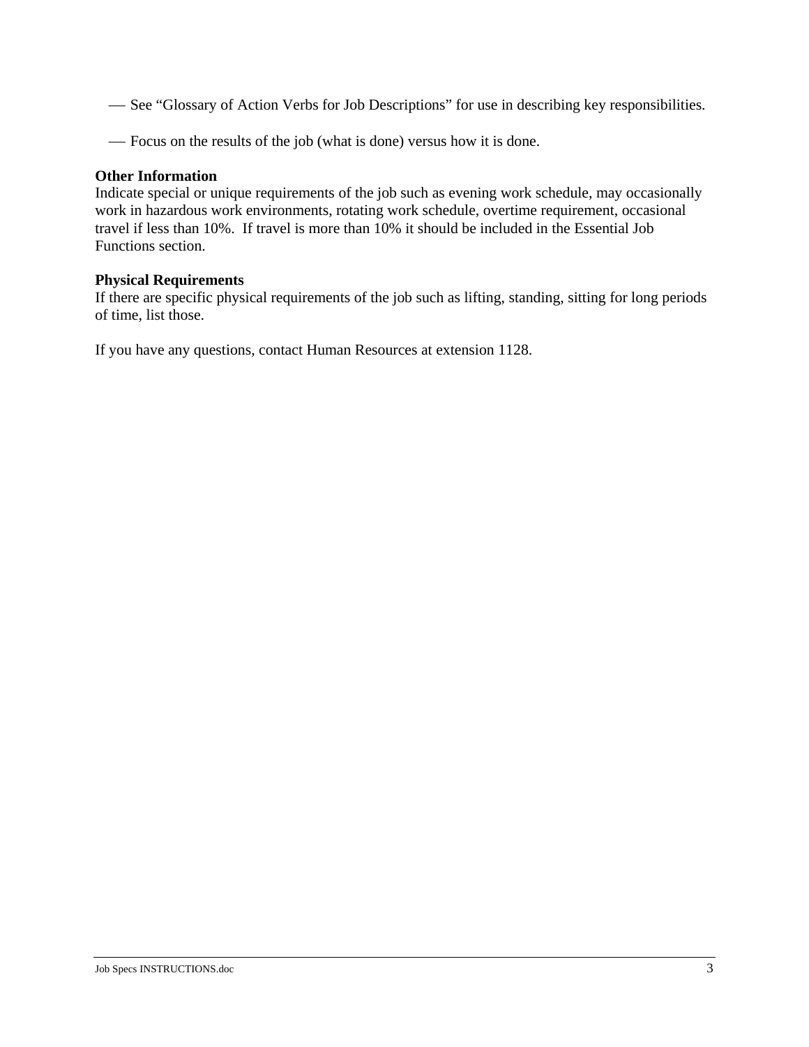- See "Glossary of Action Verbs for Job Descriptions" for use in describing key responsibilities.
- Focus on the results of the job (what is done) versus how it is done.

**Other Information**
Indicate special or unique requirements of the job such as evening work schedule, may occasionally work in hazardous work environments, rotating work schedule, overtime requirement, occasional travel if less than 10%. If travel is more than 10% it should be included in the Essential Job Functions section.

**Physical Requirements**
If there are specific physical requirements of the job such as lifting, standing, sitting for long periods of time, list those.

If you have any questions, contact Human Resources at extension 1128.